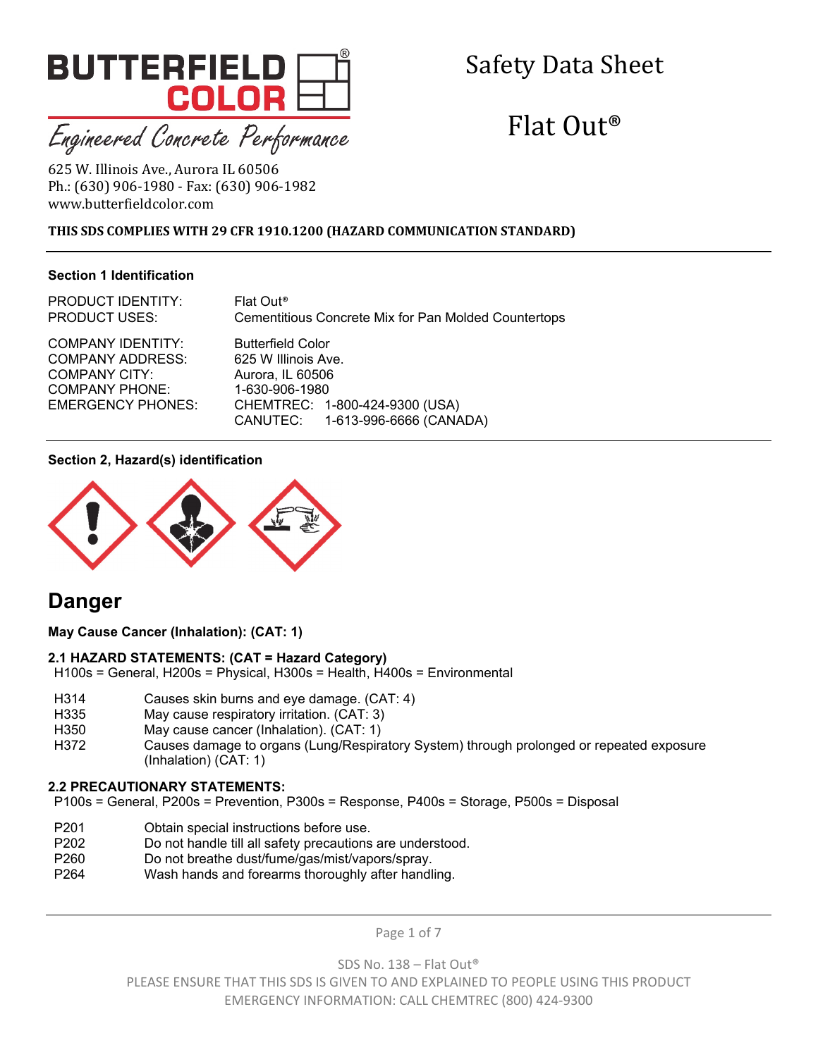# BUTTERFIELD COLOR®

*Engineered Concrete Performance*

625 W. Illinois Ave., Aurora IL 60506
Ph.: (630) 906-1980 - Fax: (630) 906-1982
www.butterfieldcolor.com

# Safety Data Sheet

# Flat Out®

**THIS SDS COMPLIES WITH 29 CFR 1910.1200 (HAZARD COMMUNICATION STANDARD)**

---

### Section 1 Identification

| | |
|---|---|
| PRODUCT IDENTITY: | Flat Out® |
| PRODUCT USES: | Cementitious Concrete Mix for Pan Molded Countertops |
| COMPANY IDENTITY: | Butterfield Color |
| COMPANY ADDRESS: | 625 W Illinois Ave. |
| COMPANY CITY: | Aurora, IL 60506 |
| COMPANY PHONE: | 1-630-906-1980 |
| EMERGENCY PHONES: | CHEMTREC: 1-800-424-9300 (USA) |
| | CANUTEC: 1-613-996-6666 (CANADA) |

---

### Section 2, Hazard(s) identification

## Danger

**May Cause Cancer (Inhalation): (CAT: 1)**

**2.1 HAZARD STATEMENTS: (CAT = Hazard Category)**
H100s = General, H200s = Physical, H300s = Health, H400s = Environmental

| | |
|---|---|
| H314 | Causes skin burns and eye damage. (CAT: 4) |
| H335 | May cause respiratory irritation. (CAT: 3) |
| H350 | May cause cancer (Inhalation). (CAT: 1) |
| H372 | Causes damage to organs (Lung/Respiratory System) through prolonged or repeated exposure (Inhalation) (CAT: 1) |

**2.2 PRECAUTIONARY STATEMENTS:**
P100s = General, P200s = Prevention, P300s = Response, P400s = Storage, P500s = Disposal

| | |
|---|---|
| P201 | Obtain special instructions before use. |
| P202 | Do not handle till all safety precautions are understood. |
| P260 | Do not breathe dust/fume/gas/mist/vapors/spray. |
| P264 | Wash hands and forearms thoroughly after handling. |

SDS No. 138 – Flat Out®
PLEASE ENSURE THAT THIS SDS IS GIVEN TO AND EXPLAINED TO PEOPLE USING THIS PRODUCT
EMERGENCY INFORMATION: CALL CHEMTREC (800) 424-9300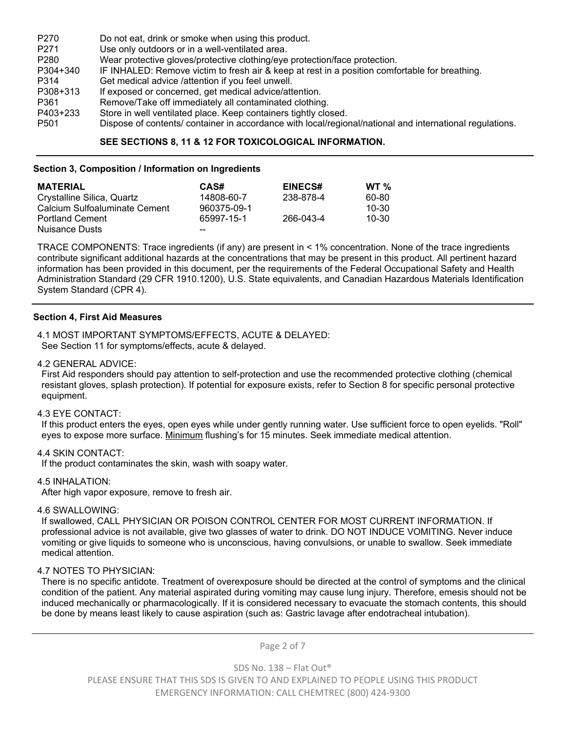| | |
|---|---|
| P270 | Do not eat, drink or smoke when using this product. |
| P271 | Use only outdoors or in a well-ventilated area. |
| P280 | Wear protective gloves/protective clothing/eye protection/face protection. |
| P304+340 | IF INHALED: Remove victim to fresh air & keep at rest in a position comfortable for breathing. |
| P314 | Get medical advice /attention if you feel unwell. |
| P308+313 | If exposed or concerned, get medical advice/attention. |
| P361 | Remove/Take off immediately all contaminated clothing. |
| P403+233 | Store in well ventilated place. Keep containers tightly closed. |
| P501 | Dispose of contents/ container in accordance with local/regional/national and international regulations. |

**SEE SECTIONS 8, 11 & 12 FOR TOXICOLOGICAL INFORMATION.**

## Section 3, Composition / Information on Ingredients

| MATERIAL | CAS# | EINECS# | WT % |
|---|---|---|---|
| Crystalline Silica, Quartz | 14808-60-7 | 238-878-4 | 60-80 |
| Calcium Sulfoaluminate Cement | 960375-09-1 | | 10-30 |
| Portland Cement | 65997-15-1 | 266-043-4 | 10-30 |
| Nuisance Dusts | -- | | |

TRACE COMPONENTS: Trace ingredients (if any) are present in < 1% concentration. None of the trace ingredients contribute significant additional hazards at the concentrations that may be present in this product. All pertinent hazard information has been provided in this document, per the requirements of the Federal Occupational Safety and Health Administration Standard (29 CFR 1910.1200), U.S. State equivalents, and Canadian Hazardous Materials Identification System Standard (CPR 4).

## Section 4, First Aid Measures

4.1 MOST IMPORTANT SYMPTOMS/EFFECTS, ACUTE & DELAYED:
See Section 11 for symptoms/effects, acute & delayed.

4.2 GENERAL ADVICE:
First Aid responders should pay attention to self-protection and use the recommended protective clothing (chemical resistant gloves, splash protection). If potential for exposure exists, refer to Section 8 for specific personal protective equipment.

4.3 EYE CONTACT:
If this product enters the eyes, open eyes while under gently running water. Use sufficient force to open eyelids. "Roll" eyes to expose more surface. Minimum flushing's for 15 minutes. Seek immediate medical attention.

4.4 SKIN CONTACT:
If the product contaminates the skin, wash with soapy water.

4.5 INHALATION:
After high vapor exposure, remove to fresh air.

4.6 SWALLOWING:
If swallowed, CALL PHYSICIAN OR POISON CONTROL CENTER FOR MOST CURRENT INFORMATION. If professional advice is not available, give two glasses of water to drink. DO NOT INDUCE VOMITING. Never induce vomiting or give liquids to someone who is unconscious, having convulsions, or unable to swallow. Seek immediate medical attention.

4.7 NOTES TO PHYSICIAN:
There is no specific antidote. Treatment of overexposure should be directed at the control of symptoms and the clinical condition of the patient. Any material aspirated during vomiting may cause lung injury. Therefore, emesis should not be induced mechanically or pharmacologically. If it is considered necessary to evacuate the stomach contents, this should be done by means least likely to cause aspiration (such as: Gastric lavage after endotracheal intubation).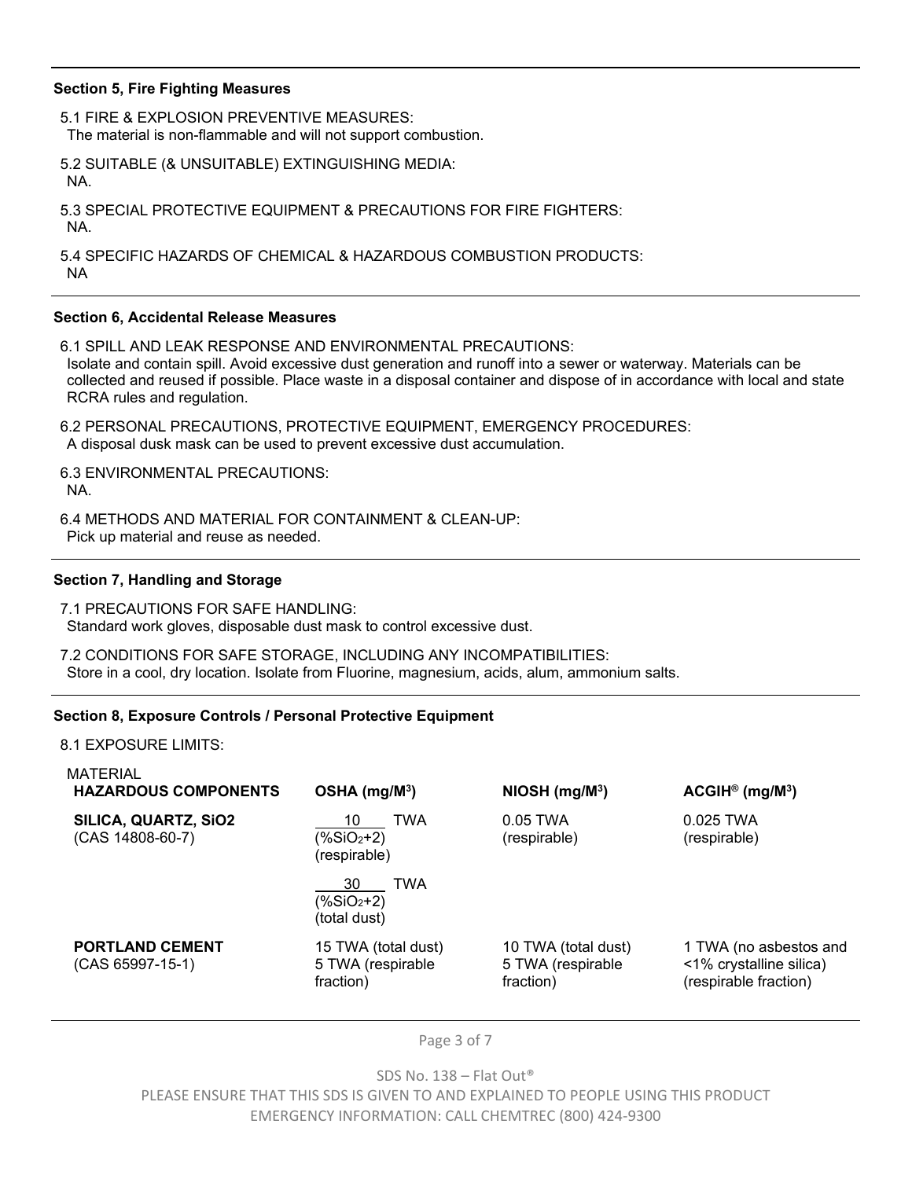### Section 5, Fire Fighting Measures

5.1 FIRE & EXPLOSION PREVENTIVE MEASURES:
The material is non-flammable and will not support combustion.

5.2 SUITABLE (& UNSUITABLE) EXTINGUISHING MEDIA:
NA.

5.3 SPECIAL PROTECTIVE EQUIPMENT & PRECAUTIONS FOR FIRE FIGHTERS:
NA.

5.4 SPECIFIC HAZARDS OF CHEMICAL & HAZARDOUS COMBUSTION PRODUCTS:
NA

### Section 6, Accidental Release Measures

6.1 SPILL AND LEAK RESPONSE AND ENVIRONMENTAL PRECAUTIONS:
Isolate and contain spill. Avoid excessive dust generation and runoff into a sewer or waterway. Materials can be collected and reused if possible. Place waste in a disposal container and dispose of in accordance with local and state RCRA rules and regulation.

6.2 PERSONAL PRECAUTIONS, PROTECTIVE EQUIPMENT, EMERGENCY PROCEDURES:
A disposal dusk mask can be used to prevent excessive dust accumulation.

6.3 ENVIRONMENTAL PRECAUTIONS:
NA.

6.4 METHODS AND MATERIAL FOR CONTAINMENT & CLEAN-UP:
Pick up material and reuse as needed.

### Section 7, Handling and Storage

7.1 PRECAUTIONS FOR SAFE HANDLING:
Standard work gloves, disposable dust mask to control excessive dust.

7.2 CONDITIONS FOR SAFE STORAGE, INCLUDING ANY INCOMPATIBILITIES:
Store in a cool, dry location. Isolate from Fluorine, magnesium, acids, alum, ammonium salts.

### Section 8, Exposure Controls / Personal Protective Equipment

8.1 EXPOSURE LIMITS:

| MATERIAL **HAZARDOUS COMPONENTS** | **OSHA ($mg/M^3$)** | **NIOSH ($mg/M^3$)** | **ACGIH® ($mg/M^3$)** |
|---|---|---|---|
| **SILICA, QUARTZ, SiO2** (CAS 14808-60-7) | $\frac{10}{(\%SiO_2+2)}$ TWA (respirable)<br>$\frac{30}{(\%SiO_2+2)}$ TWA (total dust) | 0.05 TWA (respirable) | 0.025 TWA (respirable) |
| **PORTLAND CEMENT** (CAS 65997-15-1) | 15 TWA (total dust)<br>5 TWA (respirable fraction) | 10 TWA (total dust)<br>5 TWA (respirable fraction) | 1 TWA (no asbestos and <1% crystalline silica) (respirable fraction) |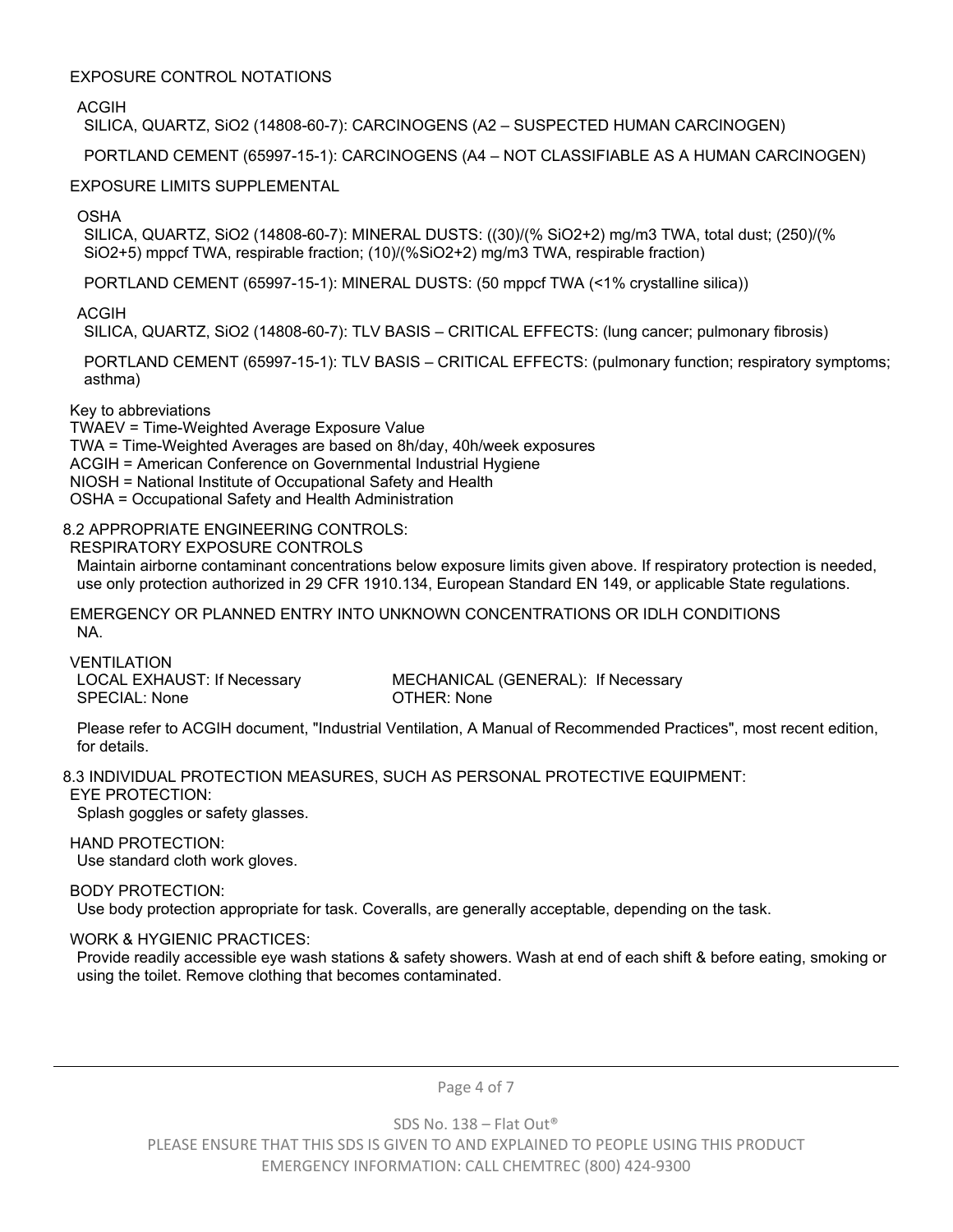EXPOSURE CONTROL NOTATIONS

ACGIH

SILICA, QUARTZ, $SiO_2$ (14808-60-7): CARCINOGENS (A2 – SUSPECTED HUMAN CARCINOGEN)

PORTLAND CEMENT (65997-15-1): CARCINOGENS (A4 – NOT CLASSIFIABLE AS A HUMAN CARCINOGEN)

EXPOSURE LIMITS SUPPLEMENTAL

OSHA

SILICA, QUARTZ, $SiO_2$ (14808-60-7): MINERAL DUSTS: ((30)/(% $SiO_2$+2) mg/m3 TWA, total dust; (250)/(% $SiO_2$+5) mppcf TWA, respirable fraction; (10)/(%$SiO_2$+2) mg/m3 TWA, respirable fraction)

PORTLAND CEMENT (65997-15-1): MINERAL DUSTS: (50 mppcf TWA (<1% crystalline silica))

ACGIH

SILICA, QUARTZ, $SiO_2$ (14808-60-7): TLV BASIS – CRITICAL EFFECTS: (lung cancer; pulmonary fibrosis)

PORTLAND CEMENT (65997-15-1): TLV BASIS – CRITICAL EFFECTS: (pulmonary function; respiratory symptoms; asthma)

Key to abbreviations
TWAEV = Time-Weighted Average Exposure Value
TWA = Time-Weighted Averages are based on 8h/day, 40h/week exposures
ACGIH = American Conference on Governmental Industrial Hygiene
NIOSH = National Institute of Occupational Safety and Health
OSHA = Occupational Safety and Health Administration

## 8.2 APPROPRIATE ENGINEERING CONTROLS:

RESPIRATORY EXPOSURE CONTROLS

Maintain airborne contaminant concentrations below exposure limits given above. If respiratory protection is needed, use only protection authorized in 29 CFR 1910.134, European Standard EN 149, or applicable State regulations.

EMERGENCY OR PLANNED ENTRY INTO UNKNOWN CONCENTRATIONS OR IDLH CONDITIONS

NA.

VENTILATION

LOCAL EXHAUST: If Necessary
MECHANICAL (GENERAL): If Necessary
SPECIAL: None
OTHER: None

Please refer to ACGIH document, "Industrial Ventilation, A Manual of Recommended Practices", most recent edition, for details.

## 8.3 INDIVIDUAL PROTECTION MEASURES, SUCH AS PERSONAL PROTECTIVE EQUIPMENT:

EYE PROTECTION:

Splash goggles or safety glasses.

HAND PROTECTION:

Use standard cloth work gloves.

BODY PROTECTION:

Use body protection appropriate for task. Coveralls, are generally acceptable, depending on the task.

WORK & HYGIENIC PRACTICES:

Provide readily accessible eye wash stations & safety showers. Wash at end of each shift & before eating, smoking or using the toilet. Remove clothing that becomes contaminated.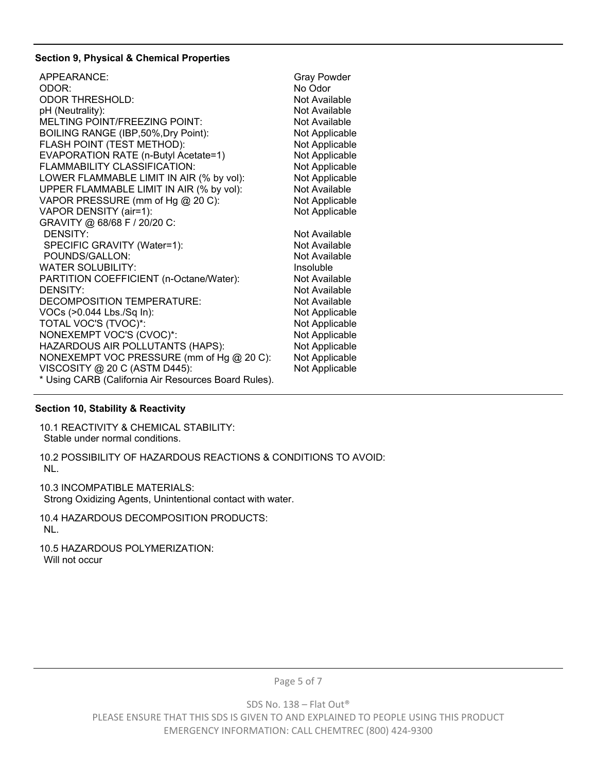## Section 9, Physical & Chemical Properties

| Property | Value |
| --- | --- |
| APPEARANCE: | Gray Powder |
| ODOR: | No Odor |
| ODOR THRESHOLD: | Not Available |
| pH (Neutrality): | Not Available |
| MELTING POINT/FREEZING POINT: | Not Available |
| BOILING RANGE (IBP,50%,Dry Point): | Not Applicable |
| FLASH POINT (TEST METHOD): | Not Applicable |
| EVAPORATION RATE (n-Butyl Acetate=1) | Not Applicable |
| FLAMMABILITY CLASSIFICATION: | Not Applicable |
| LOWER FLAMMABLE LIMIT IN AIR (% by vol): | Not Applicable |
| UPPER FLAMMABLE LIMIT IN AIR (% by vol): | Not Available |
| VAPOR PRESSURE (mm of Hg @ 20 C): | Not Applicable |
| VAPOR DENSITY (air=1): | Not Applicable |
| GRAVITY @ 68/68 F / 20/20 C: | |
| DENSITY: | Not Available |
| SPECIFIC GRAVITY (Water=1): | Not Available |
| POUNDS/GALLON: | Not Available |
| WATER SOLUBILITY: | Insoluble |
| PARTITION COEFFICIENT (n-Octane/Water): | Not Available |
| DENSITY: | Not Available |
| DECOMPOSITION TEMPERATURE: | Not Available |
| VOCs (>0.044 Lbs./Sq In): | Not Applicable |
| TOTAL VOC'S (TVOC)*: | Not Applicable |
| NONEXEMPT VOC'S (CVOC)*: | Not Applicable |
| HAZARDOUS AIR POLLUTANTS (HAPS): | Not Applicable |
| NONEXEMPT VOC PRESSURE (mm of Hg @ 20 C): | Not Applicable |
| VISCOSITY @ 20 C (ASTM D445): | Not Applicable |

* Using CARB (California Air Resources Board Rules).

## Section 10, Stability & Reactivity

10.1 REACTIVITY & CHEMICAL STABILITY:
Stable under normal conditions.

10.2 POSSIBILITY OF HAZARDOUS REACTIONS & CONDITIONS TO AVOID:
NL.

10.3 INCOMPATIBLE MATERIALS:
Strong Oxidizing Agents, Unintentional contact with water.

10.4 HAZARDOUS DECOMPOSITION PRODUCTS:
NL.

10.5 HAZARDOUS POLYMERIZATION:
Will not occur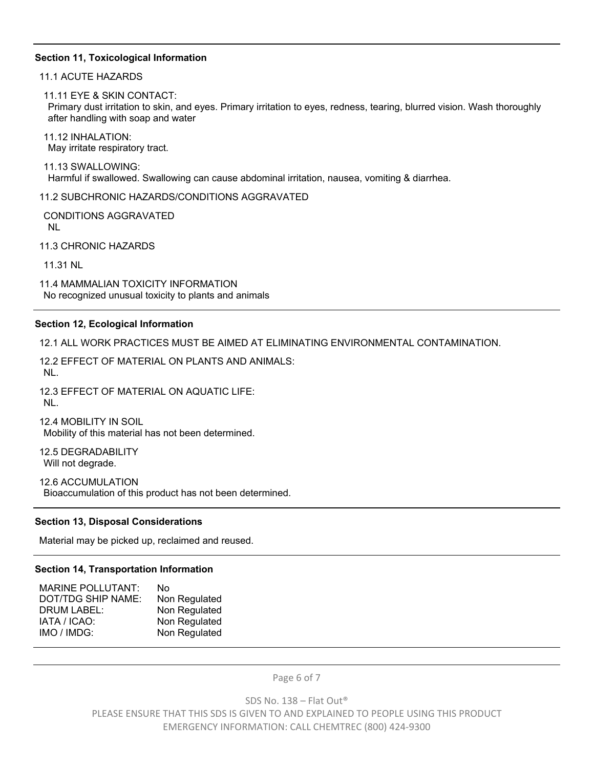### Section 11, Toxicological Information

11.1 ACUTE HAZARDS

11.11 EYE & SKIN CONTACT:
Primary dust irritation to skin, and eyes. Primary irritation to eyes, redness, tearing, blurred vision. Wash thoroughly after handling with soap and water

11.12 INHALATION:
May irritate respiratory tract.

11.13 SWALLOWING:
Harmful if swallowed. Swallowing can cause abdominal irritation, nausea, vomiting & diarrhea.

11.2 SUBCHRONIC HAZARDS/CONDITIONS AGGRAVATED

CONDITIONS AGGRAVATED
NL

11.3 CHRONIC HAZARDS

11.31 NL

11.4 MAMMALIAN TOXICITY INFORMATION
No recognized unusual toxicity to plants and animals

### Section 12, Ecological Information

12.1 ALL WORK PRACTICES MUST BE AIMED AT ELIMINATING ENVIRONMENTAL CONTAMINATION.

12.2 EFFECT OF MATERIAL ON PLANTS AND ANIMALS:
NL.

12.3 EFFECT OF MATERIAL ON AQUATIC LIFE:
NL.

12.4 MOBILITY IN SOIL
Mobility of this material has not been determined.

12.5 DEGRADABILITY
Will not degrade.

12.6 ACCUMULATION
Bioaccumulation of this product has not been determined.

### Section 13, Disposal Considerations

Material may be picked up, reclaimed and reused.

### Section 14, Transportation Information

| | |
|---|---|
| MARINE POLLUTANT: | No |
| DOT/TDG SHIP NAME: | Non Regulated |
| DRUM LABEL: | Non Regulated |
| IATA / ICAO: | Non Regulated |
| IMO / IMDG: | Non Regulated |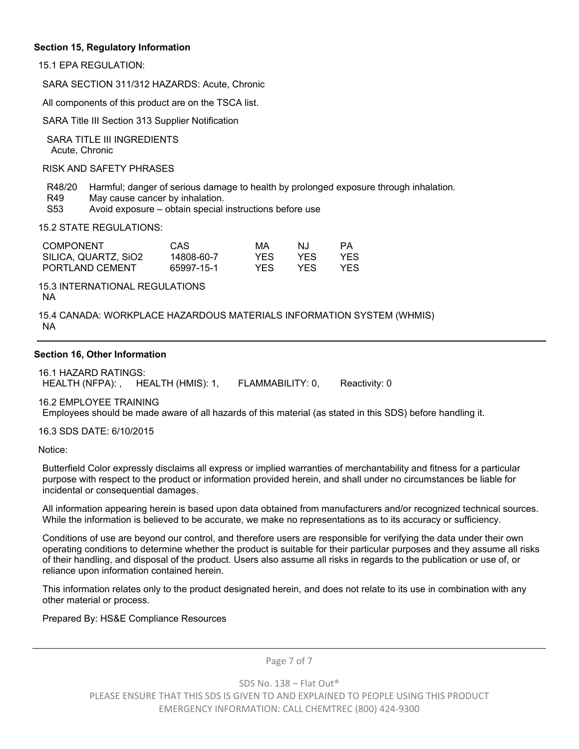## Section 15, Regulatory Information

15.1 EPA REGULATION:

SARA SECTION 311/312 HAZARDS: Acute, Chronic

All components of this product are on the TSCA list.

SARA Title III Section 313 Supplier Notification

SARA TITLE III INGREDIENTS
Acute, Chronic

RISK AND SAFETY PHRASES

| | |
|---|---|
| R48/20 | Harmful; danger of serious damage to health by prolonged exposure through inhalation. |
| R49 | May cause cancer by inhalation. |
| S53 | Avoid exposure – obtain special instructions before use |

15.2 STATE REGULATIONS:

| COMPONENT | CAS | MA | NJ | PA |
|---|---|---|---|---|
| SILICA, QUARTZ, $SiO_2$ | 14808-60-7 | YES | YES | YES |
| PORTLAND CEMENT | 65997-15-1 | YES | YES | YES |

15.3 INTERNATIONAL REGULATIONS
NA

15.4 CANADA: WORKPLACE HAZARDOUS MATERIALS INFORMATION SYSTEM (WHMIS)
NA

## Section 16, Other Information

16.1 HAZARD RATINGS:
HEALTH (NFPA): , HEALTH (HMIS): 1, FLAMMABILITY: 0, Reactivity: 0

16.2 EMPLOYEE TRAINING
Employees should be made aware of all hazards of this material (as stated in this SDS) before handling it.

16.3 SDS DATE: 6/10/2015

Notice:

Butterfield Color expressly disclaims all express or implied warranties of merchantability and fitness for a particular purpose with respect to the product or information provided herein, and shall under no circumstances be liable for incidental or consequential damages.

All information appearing herein is based upon data obtained from manufacturers and/or recognized technical sources. While the information is believed to be accurate, we make no representations as to its accuracy or sufficiency.

Conditions of use are beyond our control, and therefore users are responsible for verifying the data under their own operating conditions to determine whether the product is suitable for their particular purposes and they assume all risks of their handling, and disposal of the product. Users also assume all risks in regards to the publication or use of, or reliance upon information contained herein.

This information relates only to the product designated herein, and does not relate to its use in combination with any other material or process.

Prepared By: HS&E Compliance Resources